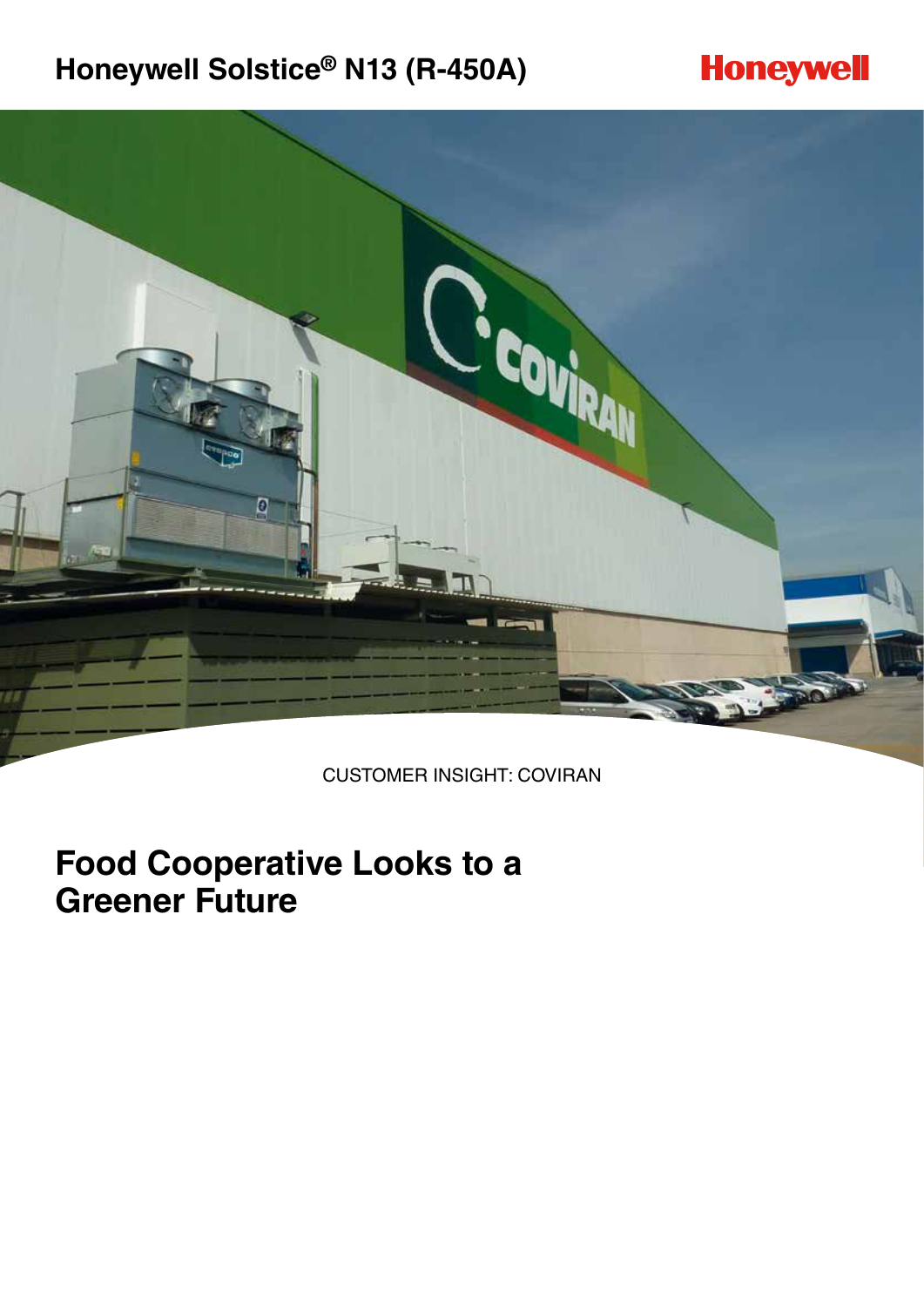# Honeywell Solstice® N13 (R-450A)

CUSTOMER INSIGHT: COVIRAN

## Food Cooperative Looks to a Greener Future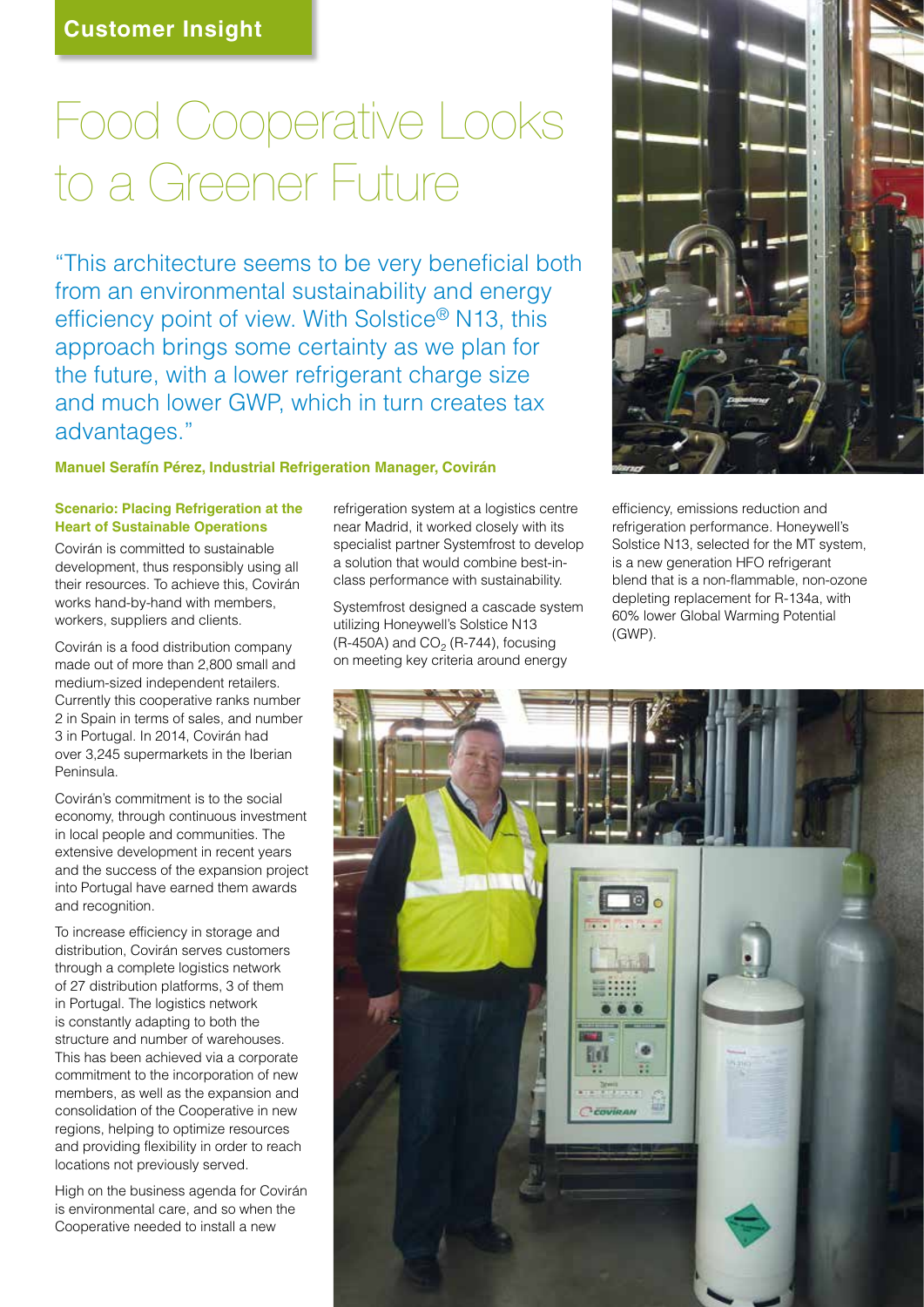**Customer Insight**

# Food Cooperative Looks to a Greener Future

"This architecture seems to be very beneficial both from an environmental sustainability and energy efficiency point of view. With Solstice® N13, this approach brings some certainty as we plan for the future, with a lower refrigerant charge size and much lower GWP, which in turn creates tax advantages."

**Manuel Serafín Pérez, Industrial Refrigeration Manager, Covirán**

### Scenario: Placing Refrigeration at the Heart of Sustainable Operations

Covirán is committed to sustainable development, thus responsibly using all their resources. To achieve this, Covirán works hand-by-hand with members, workers, suppliers and clients.

Covirán is a food distribution company made out of more than 2,800 small and medium-sized independent retailers. Currently this cooperative ranks number 2 in Spain in terms of sales, and number 3 in Portugal. In 2014, Covirán had over 3,245 supermarkets in the Iberian Peninsula.

Covirán's commitment is to the social economy, through continuous investment in local people and communities. The extensive development in recent years and the success of the expansion project into Portugal have earned them awards and recognition.

To increase efficiency in storage and distribution, Covirán serves customers through a complete logistics network of 27 distribution platforms, 3 of them in Portugal. The logistics network is constantly adapting to both the structure and number of warehouses. This has been achieved via a corporate commitment to the incorporation of new members, as well as the expansion and consolidation of the Cooperative in new regions, helping to optimize resources and providing flexibility in order to reach locations not previously served.

High on the business agenda for Covirán is environmental care, and so when the Cooperative needed to install a new refrigeration system at a logistics centre near Madrid, it worked closely with its specialist partner Systemfrost to develop a solution that would combine best-in-class performance with sustainability.

Systemfrost designed a cascade system utilizing Honeywell's Solstice N13 (R-450A) and $CO_2$ (R-744), focusing on meeting key criteria around energy efficiency, emissions reduction and refrigeration performance. Honeywell's Solstice N13, selected for the MT system, is a new generation HFO refrigerant blend that is a non-flammable, non-ozone depleting replacement for R-134a, with 60% lower Global Warming Potential (GWP).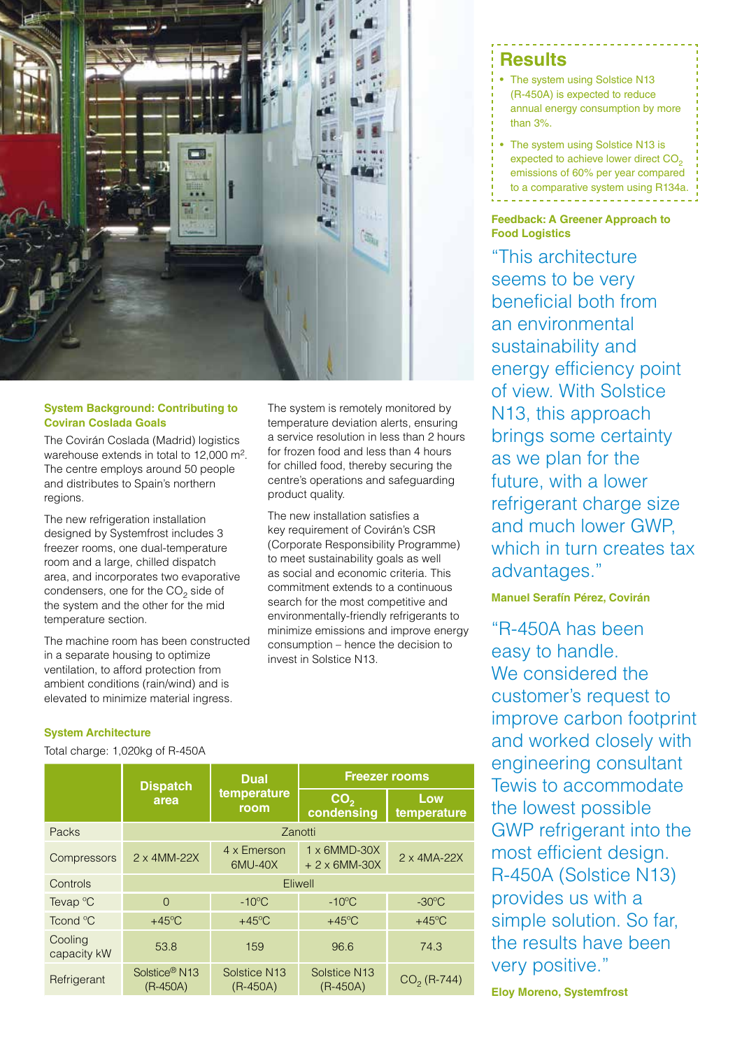## System Background: Contributing to Coviran Coslada Goals

The Covirán Coslada (Madrid) logistics warehouse extends in total to 12,000 m². The centre employs around 50 people and distributes to Spain's northern regions.

The new refrigeration installation designed by Systemfrost includes 3 freezer rooms, one dual-temperature room and a large, chilled dispatch area, and incorporates two evaporative condensers, one for the $CO_2$ side of the system and the other for the mid temperature section.

The machine room has been constructed in a separate housing to optimize ventilation, to afford protection from ambient conditions (rain/wind) and is elevated to minimize material ingress.

The system is remotely monitored by temperature deviation alerts, ensuring a service resolution in less than 2 hours for frozen food and less than 4 hours for chilled food, thereby securing the centre's operations and safeguarding product quality.

The new installation satisfies a key requirement of Covirán's CSR (Corporate Responsibility Programme) to meet sustainability goals as well as social and economic criteria. This commitment extends to a continuous search for the most competitive and environmentally-friendly refrigerants to minimize emissions and improve energy consumption – hence the decision to invest in Solstice N13.

## System Architecture

Total charge: 1,020kg of R-450A

| | Dispatch area | Dual temperature room | Freezer rooms | |
|---|---|---|---|---|
| | | | $CO_2$ condensing | Low temperature |
| Packs | Zanotti | | | |
| Compressors | 2 x 4MM-22X | 4 x Emerson 6MU-40X | 1 x 6MMD-30X + 2 x 6MM-30X | 2 x 4MA-22X |
| Controls | Eliwell | | | |
| Tevap °C | 0 | -10°C | -10°C | -30°C |
| Tcond °C | +45°C | +45°C | +45°C | +45°C |
| Cooling capacity kW | 53.8 | 159 | 96.6 | 74.3 |
| Refrigerant | Solstice® N13 (R-450A) | Solstice N13 (R-450A) | Solstice N13 (R-450A) | $CO_2$ (R-744) |

## Results

- The system using Solstice N13 (R-450A) is expected to reduce annual energy consumption by more than 3%.
- The system using Solstice N13 is expected to achieve lower direct $CO_2$ emissions of 60% per year compared to a comparative system using R134a.

## Feedback: A Greener Approach to Food Logistics

"This architecture seems to be very beneficial both from an environmental sustainability and energy efficiency point of view. With Solstice N13, this approach brings some certainty as we plan for the future, with a lower refrigerant charge size and much lower GWP, which in turn creates tax advantages."

**Manuel Serafín Pérez, Covirán**

"R-450A has been easy to handle. We considered the customer's request to improve carbon footprint and worked closely with engineering consultant Tewis to accommodate the lowest possible GWP refrigerant into the most efficient design. R-450A (Solstice N13) provides us with a simple solution. So far, the results have been very positive."

**Eloy Moreno, Systemfrost**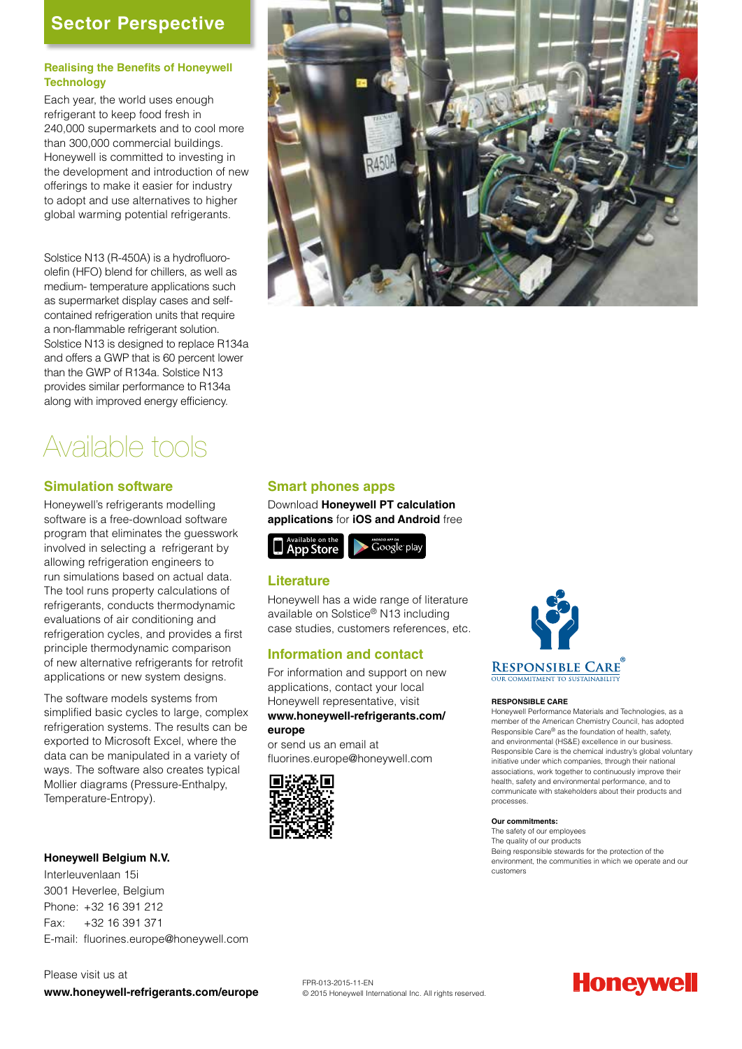## Sector Perspective

### Realising the Benefits of Honeywell Technology

Each year, the world uses enough refrigerant to keep food fresh in 240,000 supermarkets and to cool more than 300,000 commercial buildings. Honeywell is committed to investing in the development and introduction of new offerings to make it easier for industry to adopt and use alternatives to higher global warming potential refrigerants.

Solstice N13 (R-450A) is a hydrofluoro-olefin (HFO) blend for chillers, as well as medium- temperature applications such as supermarket display cases and self-contained refrigeration units that require a non-flammable refrigerant solution. Solstice N13 is designed to replace R134a and offers a GWP that is 60 percent lower than the GWP of R134a. Solstice N13 provides similar performance to R134a along with improved energy efficiency.

# Available tools

### Simulation software

Honeywell's refrigerants modelling software is a free-download software program that eliminates the guesswork involved in selecting a refrigerant by allowing refrigeration engineers to run simulations based on actual data. The tool runs property calculations of refrigerants, conducts thermodynamic evaluations of air conditioning and refrigeration cycles, and provides a first principle thermodynamic comparison of new alternative refrigerants for retrofit applications or new system designs.

The software models systems from simplified basic cycles to large, complex refrigeration systems. The results can be exported to Microsoft Excel, where the data can be manipulated in a variety of ways. The software also creates typical Mollier diagrams (Pressure-Enthalpy, Temperature-Entropy).

### Smart phones apps

Download **Honeywell PT calculation applications** for **iOS and Android** free

Available on the App Store | Android App on Google play

### Literature

Honeywell has a wide range of literature available on Solstice® N13 including case studies, customers references, etc.

### Information and contact

For information and support on new applications, contact your local Honeywell representative, visit **www.honeywell-refrigerants.com/europe**

or send us an email at fluorines.europe@honeywell.com

**Responsible Care®**
Our commitment to sustainability

**RESPONSIBLE CARE**

Honeywell Performance Materials and Technologies, as a member of the American Chemistry Council, has adopted Responsible Care® as the foundation of health, safety, and environmental (HS&E) excellence in our business. Responsible Care is the chemical industry's global voluntary initiative under which companies, through their national associations, work together to continuously improve their health, safety and environmental performance, and to communicate with stakeholders about their products and processes.

**Our commitments:**
The safety of our employees
The quality of our products
Being responsible stewards for the protection of the environment, the communities in which we operate and our customers

**Honeywell Belgium N.V.**
Interleuvenlaan 15i
3001 Heverlee, Belgium
Phone: +32 16 391 212
Fax: +32 16 391 371
E-mail: fluorines.europe@honeywell.com

Please visit us at
**www.honeywell-refrigerants.com/europe**

FPR-013-2015-11-EN
© 2015 Honeywell International Inc. All rights reserved.

**Honeywell**